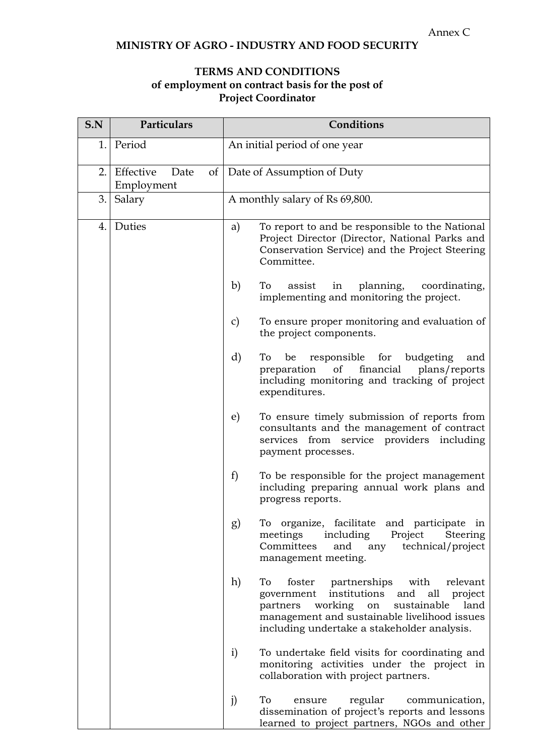Annex C

**MINISTRY OF AGRO - INDUSTRY AND FOOD SECURITY**

**TERMS AND CONDITIONS**
**of employment on contract basis for the post of**
**Project Coordinator**

| S.N | Particulars | Conditions |
|---|---|---|
| 1. | Period | An initial period of one year |
| 2. | Effective Date of Employment | Date of Assumption of Duty |
| 3. | Salary | A monthly salary of Rs 69,800. |
| 4. | Duties | a) To report to and be responsible to the National Project Director (Director, National Parks and Conservation Service) and the Project Steering Committee.<br><br>b) To assist in planning, coordinating, implementing and monitoring the project.<br><br>c) To ensure proper monitoring and evaluation of the project components.<br><br>d) To be responsible for budgeting and preparation of financial plans/reports including monitoring and tracking of project expenditures.<br><br>e) To ensure timely submission of reports from consultants and the management of contract services from service providers including payment processes.<br><br>f) To be responsible for the project management including preparing annual work plans and progress reports.<br><br>g) To organize, facilitate and participate in meetings including Project Steering Committees and any technical/project management meeting.<br><br>h) To foster partnerships with relevant government institutions and all project partners working on sustainable land management and sustainable livelihood issues including undertake a stakeholder analysis.<br><br>i) To undertake field visits for coordinating and monitoring activities under the project in collaboration with project partners.<br><br>j) To ensure regular communication, dissemination of project's reports and lessons learned to project partners, NGOs and other |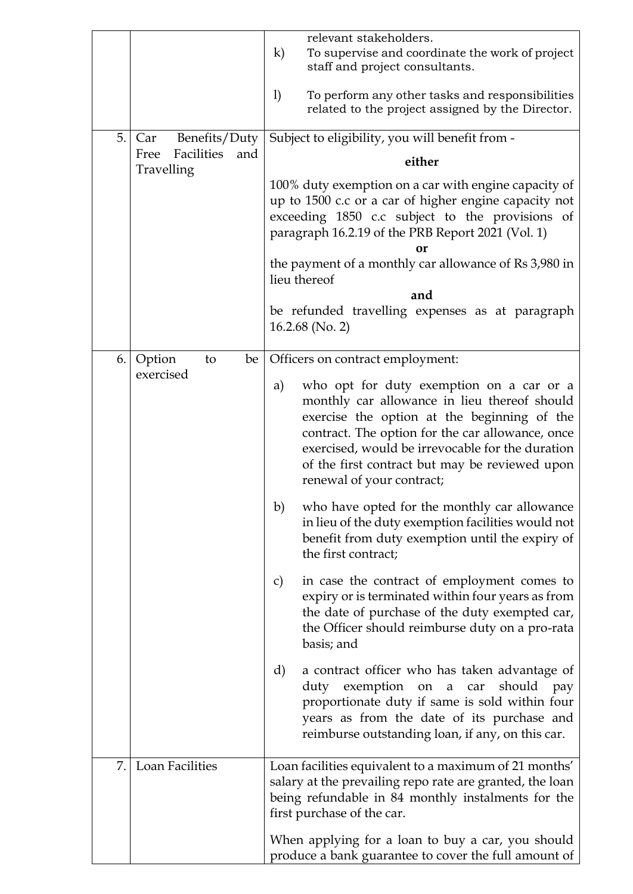| | | |
|---|---|---|
| | | relevant stakeholders.<br>k) To supervise and coordinate the work of project staff and project consultants.<br>l) To perform any other tasks and responsibilities related to the project assigned by the Director. |
| 5. | Car Benefits/Duty Free Facilities and Travelling | Subject to eligibility, you will benefit from -<br>**either**<br>100% duty exemption on a car with engine capacity of up to 1500 c.c or a car of higher engine capacity not exceeding 1850 c.c subject to the provisions of paragraph 16.2.19 of the PRB Report 2021 (Vol. 1)<br>**or**<br>the payment of a monthly car allowance of Rs 3,980 in lieu thereof<br>**and**<br>be refunded travelling expenses as at paragraph 16.2.68 (No. 2) |
| 6. | Option to be exercised | Officers on contract employment:<br>a) who opt for duty exemption on a car or a monthly car allowance in lieu thereof should exercise the option at the beginning of the contract. The option for the car allowance, once exercised, would be irrevocable for the duration of the first contract but may be reviewed upon renewal of your contract;<br>b) who have opted for the monthly car allowance in lieu of the duty exemption facilities would not benefit from duty exemption until the expiry of the first contract;<br>c) in case the contract of employment comes to expiry or is terminated within four years as from the date of purchase of the duty exempted car, the Officer should reimburse duty on a pro-rata basis; and<br>d) a contract officer who has taken advantage of duty exemption on a car should pay proportionate duty if same is sold within four years as from the date of its purchase and reimburse outstanding loan, if any, on this car. |
| 7. | Loan Facilities | Loan facilities equivalent to a maximum of 21 months' salary at the prevailing repo rate are granted, the loan being refundable in 84 monthly instalments for the first purchase of the car.<br>When applying for a loan to buy a car, you should produce a bank guarantee to cover the full amount of |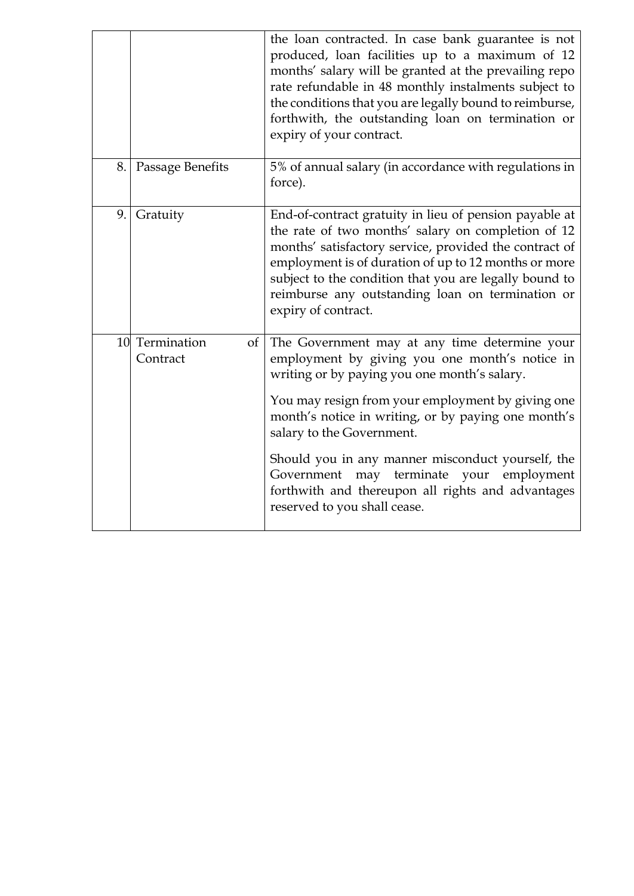| | | |
|---|---|---|
| | | the loan contracted. In case bank guarantee is not produced, loan facilities up to a maximum of 12 months' salary will be granted at the prevailing repo rate refundable in 48 monthly instalments subject to the conditions that you are legally bound to reimburse, forthwith, the outstanding loan on termination or expiry of your contract. |
| 8. | Passage Benefits | 5% of annual salary (in accordance with regulations in force). |
| 9. | Gratuity | End-of-contract gratuity in lieu of pension payable at the rate of two months' salary on completion of 12 months' satisfactory service, provided the contract of employment is of duration of up to 12 months or more subject to the condition that you are legally bound to reimburse any outstanding loan on termination or expiry of contract. |
| 10 | Termination of Contract | The Government may at any time determine your employment by giving you one month's notice in writing or by paying you one month's salary.<br><br>You may resign from your employment by giving one month's notice in writing, or by paying one month's salary to the Government.<br><br>Should you in any manner misconduct yourself, the Government may terminate your employment forthwith and thereupon all rights and advantages reserved to you shall cease. |